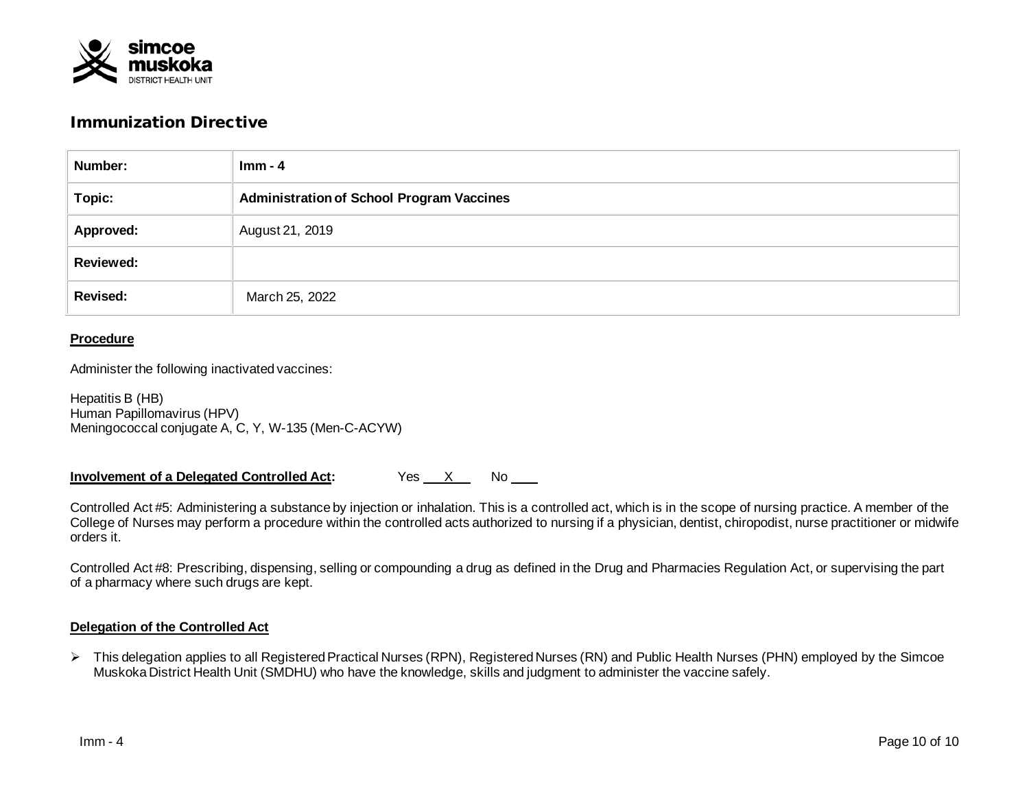# Immunization Directive

| Number: | Imm - 4 |
|---|---|
| Topic: | Administration of School Program Vaccines |
| Approved: | August 21, 2019 |
| Reviewed: | |
| Revised: | March 25, 2022 |

**Procedure**

Administer the following inactivated vaccines:

Hepatitis B (HB)
Human Papillomavirus (HPV)
Meningococcal conjugate A, C, Y, W-135 (Men-C-ACYW)

**Involvement of a Delegated Controlled Act:** Yes __X__ No ____

Controlled Act #5: Administering a substance by injection or inhalation. This is a controlled act, which is in the scope of nursing practice. A member of the College of Nurses may perform a procedure within the controlled acts authorized to nursing if a physician, dentist, chiropodist, nurse practitioner or midwife orders it.

Controlled Act #8: Prescribing, dispensing, selling or compounding a drug as defined in the Drug and Pharmacies Regulation Act, or supervising the part of a pharmacy where such drugs are kept.

**Delegation of the Controlled Act**

- This delegation applies to all Registered Practical Nurses (RPN), Registered Nurses (RN) and Public Health Nurses (PHN) employed by the Simcoe Muskoka District Health Unit (SMDHU) who have the knowledge, skills and judgment to administer the vaccine safely.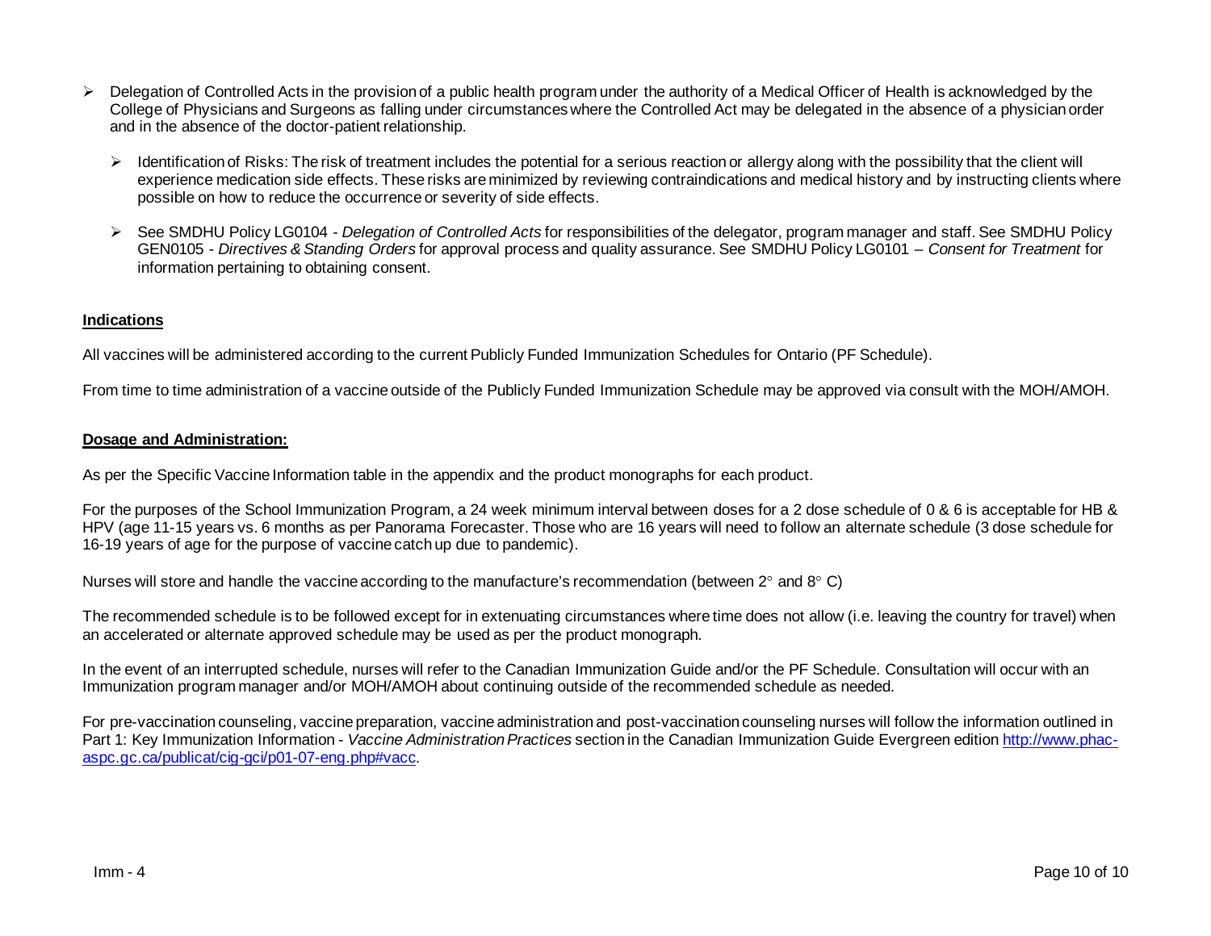- Delegation of Controlled Acts in the provision of a public health program under the authority of a Medical Officer of Health is acknowledged by the College of Physicians and Surgeons as falling under circumstances where the Controlled Act may be delegated in the absence of a physician order and in the absence of the doctor-patient relationship.
    - Identification of Risks: The risk of treatment includes the potential for a serious reaction or allergy along with the possibility that the client will experience medication side effects. These risks are minimized by reviewing contraindications and medical history and by instructing clients where possible on how to reduce the occurrence or severity of side effects.
    - See SMDHU Policy LG0104 - *Delegation of Controlled Acts* for responsibilities of the delegator, program manager and staff. See SMDHU Policy GEN0105 - *Directives & Standing Orders* for approval process and quality assurance. See SMDHU Policy LG0101 – *Consent for Treatment* for information pertaining to obtaining consent.

**Indications**

All vaccines will be administered according to the current Publicly Funded Immunization Schedules for Ontario (PF Schedule).

From time to time administration of a vaccine outside of the Publicly Funded Immunization Schedule may be approved via consult with the MOH/AMOH.

**Dosage and Administration:**

As per the Specific Vaccine Information table in the appendix and the product monographs for each product.

For the purposes of the School Immunization Program, a 24 week minimum interval between doses for a 2 dose schedule of 0 & 6 is acceptable for HB & HPV (age 11-15 years vs. 6 months as per Panorama Forecaster. Those who are 16 years will need to follow an alternate schedule (3 dose schedule for 16-19 years of age for the purpose of vaccine catch up due to pandemic).

Nurses will store and handle the vaccine according to the manufacture's recommendation (between 2° and 8° C)

The recommended schedule is to be followed except for in extenuating circumstances where time does not allow (i.e. leaving the country for travel) when an accelerated or alternate approved schedule may be used as per the product monograph.

In the event of an interrupted schedule, nurses will refer to the Canadian Immunization Guide and/or the PF Schedule. Consultation will occur with an Immunization program manager and/or MOH/AMOH about continuing outside of the recommended schedule as needed.

For pre-vaccination counseling, vaccine preparation, vaccine administration and post-vaccination counseling nurses will follow the information outlined in Part 1: Key Immunization Information - *Vaccine Administration Practices* section in the Canadian Immunization Guide Evergreen edition [http://www.phac-aspc.gc.ca/publicat/cig-gci/p01-07-eng.php#vacc](http://www.phac-aspc.gc.ca/publicat/cig-gci/p01-07-eng.php#vacc).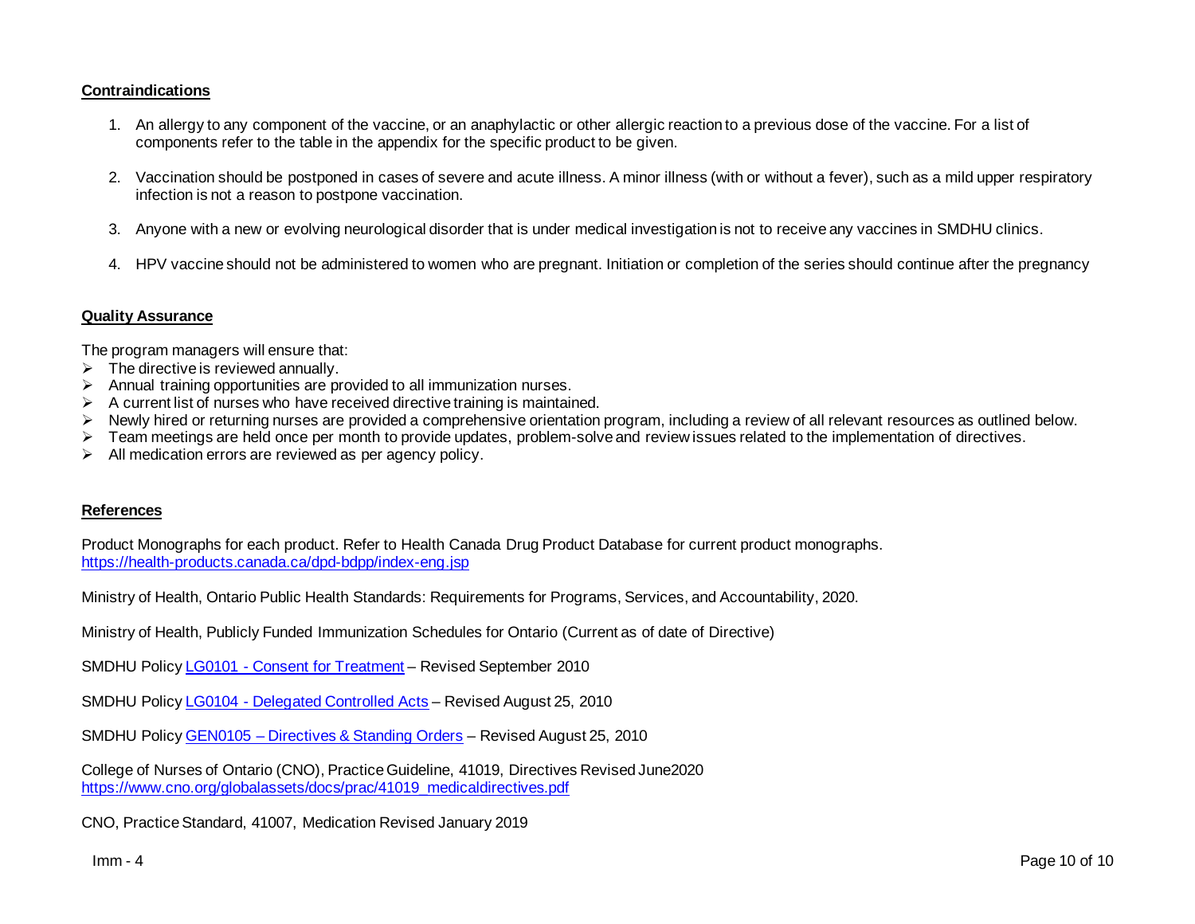**Contraindications**

1. An allergy to any component of the vaccine, or an anaphylactic or other allergic reaction to a previous dose of the vaccine. For a list of components refer to the table in the appendix for the specific product to be given.

2. Vaccination should be postponed in cases of severe and acute illness. A minor illness (with or without a fever), such as a mild upper respiratory infection is not a reason to postpone vaccination.

3. Anyone with a new or evolving neurological disorder that is under medical investigation is not to receive any vaccines in SMDHU clinics.

4. HPV vaccine should not be administered to women who are pregnant. Initiation or completion of the series should continue after the pregnancy

**Quality Assurance**

The program managers will ensure that:

- The directive is reviewed annually.
- Annual training opportunities are provided to all immunization nurses.
- A current list of nurses who have received directive training is maintained.
- Newly hired or returning nurses are provided a comprehensive orientation program, including a review of all relevant resources as outlined below.
- Team meetings are held once per month to provide updates, problem-solve and review issues related to the implementation of directives.
- All medication errors are reviewed as per agency policy.

**References**

Product Monographs for each product. Refer to Health Canada Drug Product Database for current product monographs. https://health-products.canada.ca/dpd-bdpp/index-eng.jsp

Ministry of Health, Ontario Public Health Standards: Requirements for Programs, Services, and Accountability, 2020.

Ministry of Health, Publicly Funded Immunization Schedules for Ontario (Current as of date of Directive)

SMDHU Policy LG0101 - Consent for Treatment – Revised September 2010

SMDHU Policy LG0104 - Delegated Controlled Acts – Revised August 25, 2010

SMDHU Policy GEN0105 – Directives & Standing Orders – Revised August 25, 2010

College of Nurses of Ontario (CNO), Practice Guideline, 41019, Directives Revised June2020 https://www.cno.org/globalassets/docs/prac/41019_medicaldirectives.pdf

CNO, Practice Standard, 41007, Medication Revised January 2019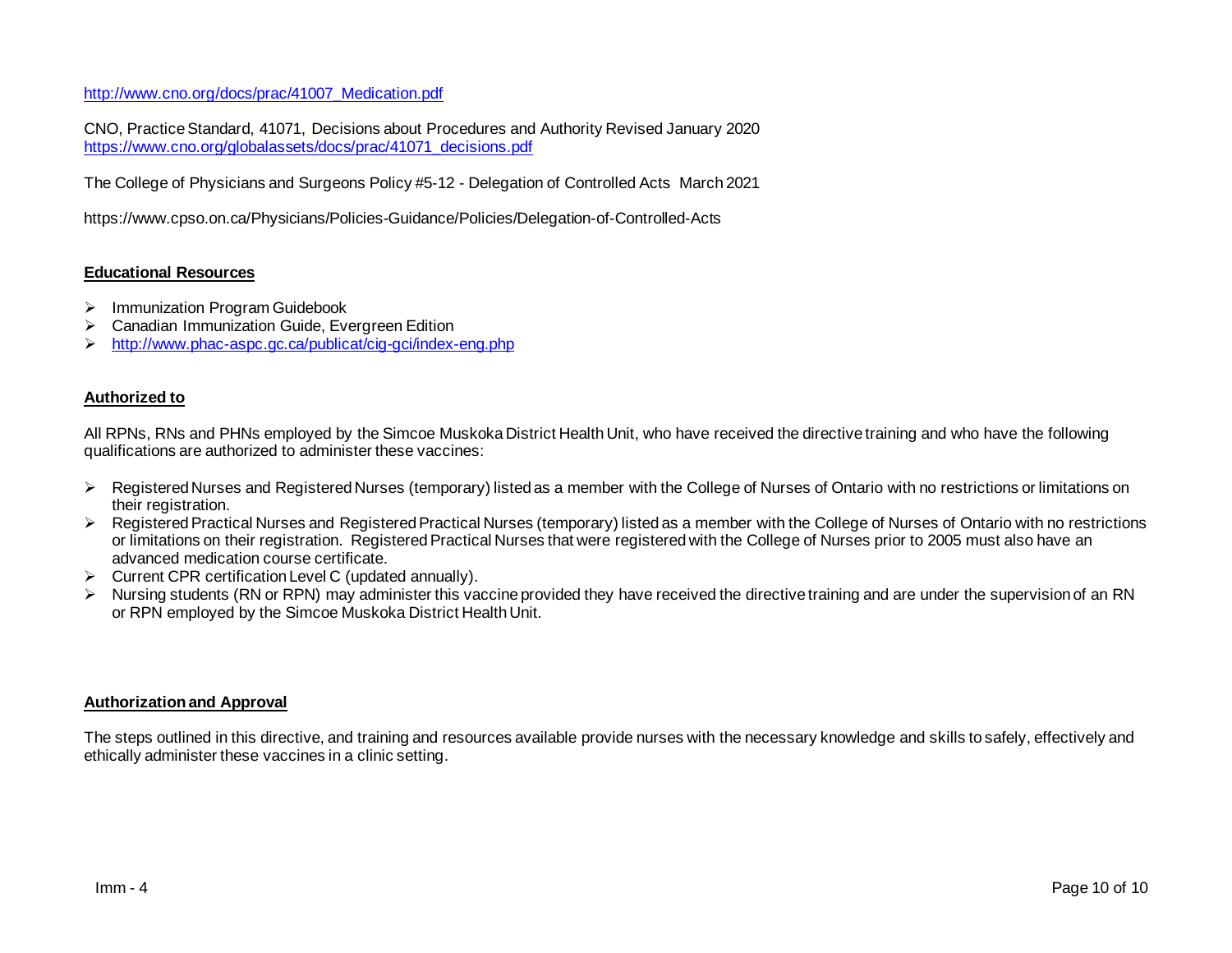http://www.cno.org/docs/prac/41007_Medication.pdf

CNO, Practice Standard, 41071, Decisions about Procedures and Authority Revised January 2020
https://www.cno.org/globalassets/docs/prac/41071_decisions.pdf

The College of Physicians and Surgeons Policy #5-12 - Delegation of Controlled Acts March 2021

https://www.cpso.on.ca/Physicians/Policies-Guidance/Policies/Delegation-of-Controlled-Acts

**Educational Resources**

- Immunization Program Guidebook
- Canadian Immunization Guide, Evergreen Edition
- http://www.phac-aspc.gc.ca/publicat/cig-gci/index-eng.php

**Authorized to**

All RPNs, RNs and PHNs employed by the Simcoe Muskoka District Health Unit, who have received the directive training and who have the following qualifications are authorized to administer these vaccines:

- Registered Nurses and Registered Nurses (temporary) listed as a member with the College of Nurses of Ontario with no restrictions or limitations on their registration.
- Registered Practical Nurses and Registered Practical Nurses (temporary) listed as a member with the College of Nurses of Ontario with no restrictions or limitations on their registration. Registered Practical Nurses that were registered with the College of Nurses prior to 2005 must also have an advanced medication course certificate.
- Current CPR certification Level C (updated annually).
- Nursing students (RN or RPN) may administer this vaccine provided they have received the directive training and are under the supervision of an RN or RPN employed by the Simcoe Muskoka District Health Unit.

**Authorization and Approval**

The steps outlined in this directive, and training and resources available provide nurses with the necessary knowledge and skills to safely, effectively and ethically administer these vaccines in a clinic setting.

Imm - 4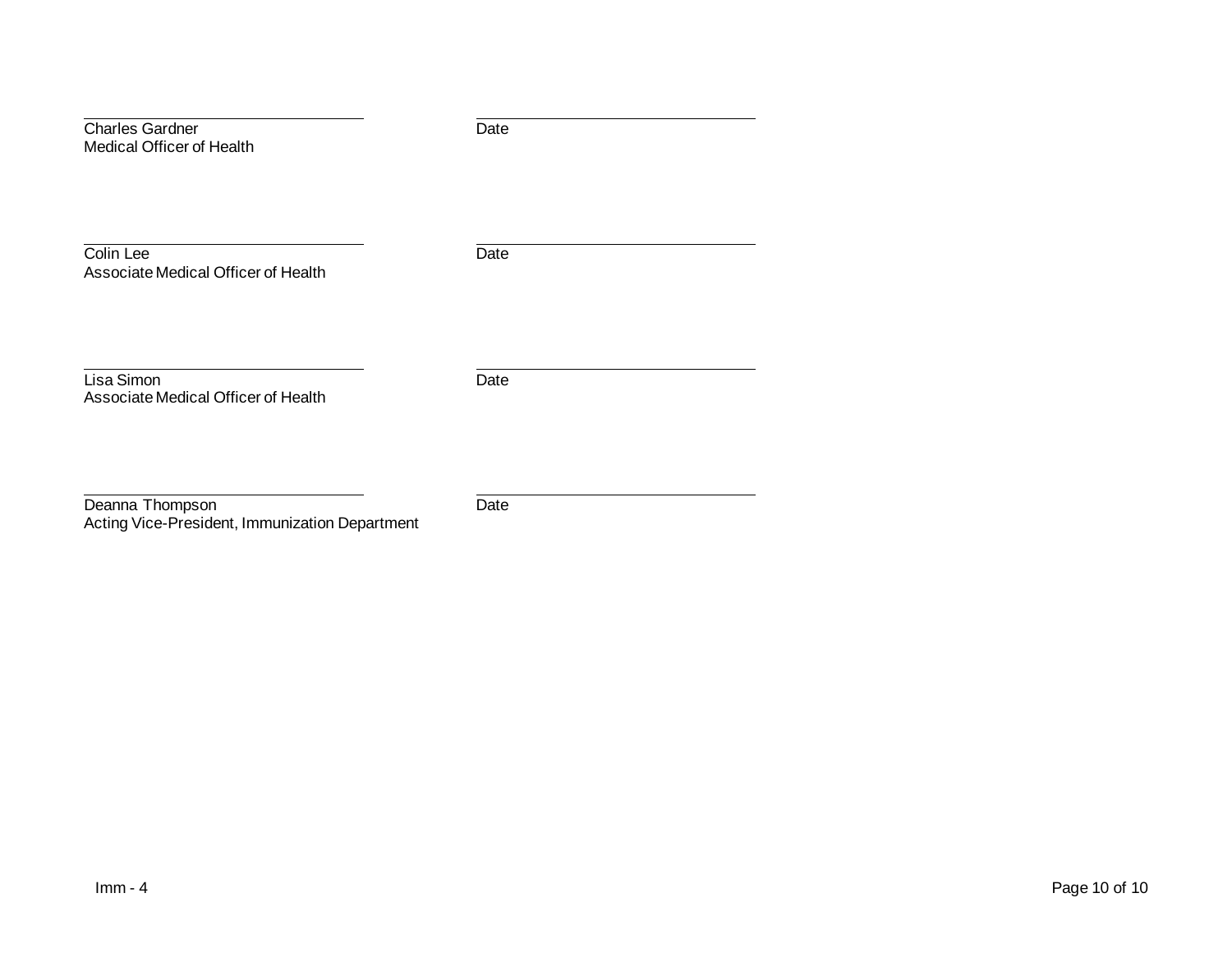\_\_\_\_\_\_\_\_\_\_\_\_\_\_\_\_\_\_\_\_\_\_\_\_\_\_\_\_\_\_ &nbsp;&nbsp;&nbsp;&nbsp;&nbsp;&nbsp;&nbsp;&nbsp; \_\_\_\_\_\_\_\_\_\_\_\_\_\_\_\_\_\_\_\_\_\_\_\_\_\_\_\_\_\_

Charles Gardner &nbsp;&nbsp;&nbsp;&nbsp;&nbsp;&nbsp;&nbsp;&nbsp; Date
Medical Officer of Health

\_\_\_\_\_\_\_\_\_\_\_\_\_\_\_\_\_\_\_\_\_\_\_\_\_\_\_\_\_\_ &nbsp;&nbsp;&nbsp;&nbsp;&nbsp;&nbsp;&nbsp;&nbsp; \_\_\_\_\_\_\_\_\_\_\_\_\_\_\_\_\_\_\_\_\_\_\_\_\_\_\_\_\_\_

Colin Lee &nbsp;&nbsp;&nbsp;&nbsp;&nbsp;&nbsp;&nbsp;&nbsp; Date
Associate Medical Officer of Health

\_\_\_\_\_\_\_\_\_\_\_\_\_\_\_\_\_\_\_\_\_\_\_\_\_\_\_\_\_\_ &nbsp;&nbsp;&nbsp;&nbsp;&nbsp;&nbsp;&nbsp;&nbsp; \_\_\_\_\_\_\_\_\_\_\_\_\_\_\_\_\_\_\_\_\_\_\_\_\_\_\_\_\_\_

Lisa Simon &nbsp;&nbsp;&nbsp;&nbsp;&nbsp;&nbsp;&nbsp;&nbsp; Date
Associate Medical Officer of Health

\_\_\_\_\_\_\_\_\_\_\_\_\_\_\_\_\_\_\_\_\_\_\_\_\_\_\_\_\_\_ &nbsp;&nbsp;&nbsp;&nbsp;&nbsp;&nbsp;&nbsp;&nbsp; \_\_\_\_\_\_\_\_\_\_\_\_\_\_\_\_\_\_\_\_\_\_\_\_\_\_\_\_\_\_

Deanna Thompson &nbsp;&nbsp;&nbsp;&nbsp;&nbsp;&nbsp;&nbsp;&nbsp; Date
Acting Vice-President, Immunization Department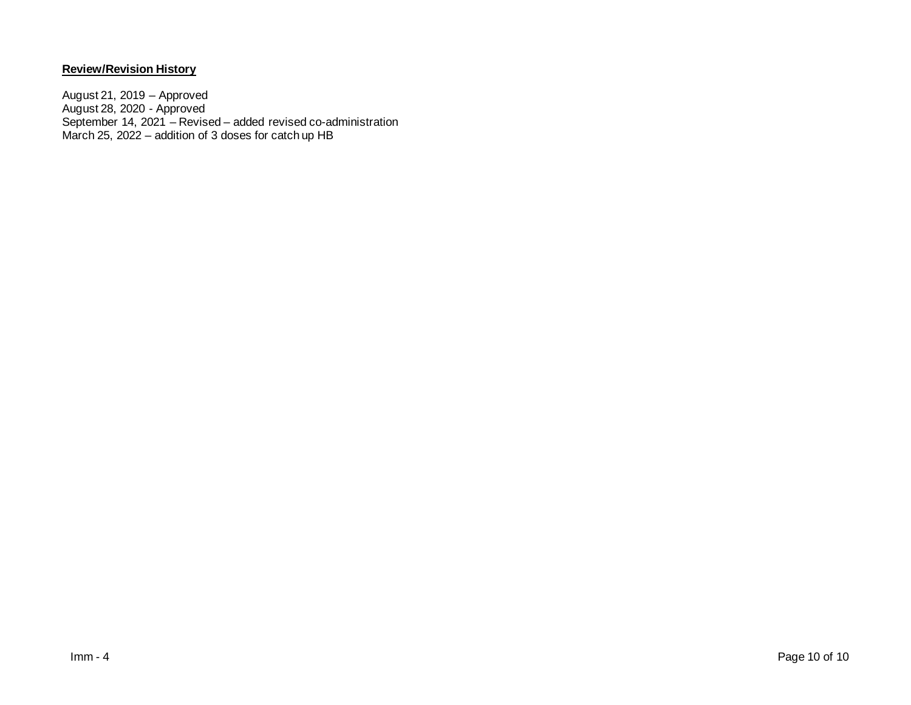**Review/Revision History**

August 21, 2019 – Approved
August 28, 2020 - Approved
September 14, 2021 – Revised – added revised co-administration
March 25, 2022 – addition of 3 doses for catch up HB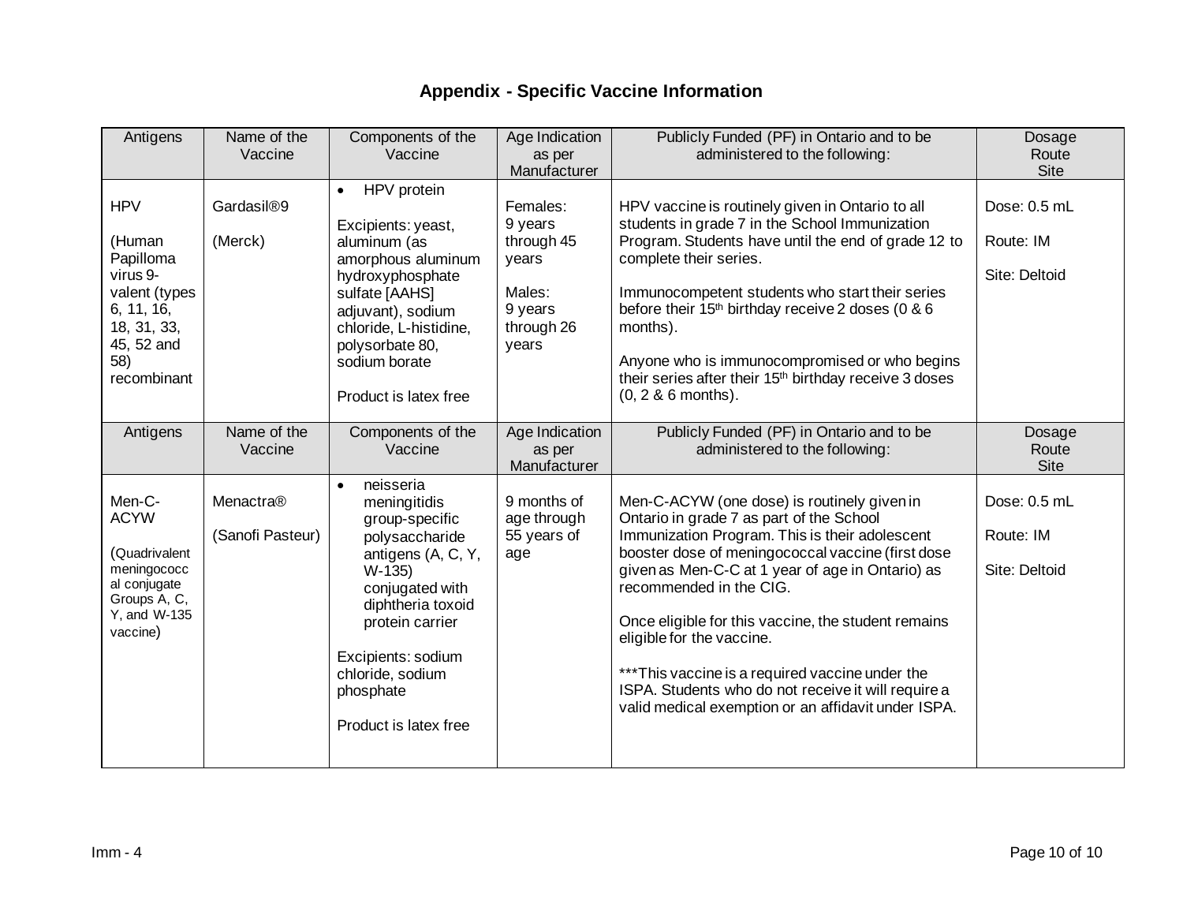# Appendix - Specific Vaccine Information

| Antigens | Name of the Vaccine | Components of the Vaccine | Age Indication as per Manufacturer | Publicly Funded (PF) in Ontario and to be administered to the following: | Dosage Route Site |
|---|---|---|---|---|---|
| HPV<br><br>(Human Papilloma virus 9-valent (types 6, 11, 16, 18, 31, 33, 45, 52 and 58) recombinant | Gardasil®9<br><br>(Merck) | • HPV protein<br><br>Excipients: yeast, aluminum (as amorphous aluminum hydroxyphosphate sulfate [AAHS] adjuvant), sodium chloride, L-histidine, polysorbate 80, sodium borate<br><br>Product is latex free | Females: 9 years through 45 years<br><br>Males: 9 years through 26 years | HPV vaccine is routinely given in Ontario to all students in grade 7 in the School Immunization Program. Students have until the end of grade 12 to complete their series.<br><br>Immunocompetent students who start their series before their 15th birthday receive 2 doses (0 & 6 months).<br><br>Anyone who is immunocompromised or who begins their series after their 15th birthday receive 3 doses (0, 2 & 6 months). | Dose: 0.5 mL<br><br>Route: IM<br><br>Site: Deltoid |
| Men-C-ACYW<br><br>(Quadrivalent meningococcal conjugate Groups A, C, Y, and W-135 vaccine) | Menactra®<br><br>(Sanofi Pasteur) | • neisseria meningitidis group-specific polysaccharide antigens (A, C, Y, W-135) conjugated with diphtheria toxoid protein carrier<br><br>Excipients: sodium chloride, sodium phosphate<br><br>Product is latex free | 9 months of age through 55 years of age | Men-C-ACYW (one dose) is routinely given in Ontario in grade 7 as part of the School Immunization Program. This is their adolescent booster dose of meningococcal vaccine (first dose given as Men-C-C at 1 year of age in Ontario) as recommended in the CIG.<br><br>Once eligible for this vaccine, the student remains eligible for the vaccine.<br><br>***This vaccine is a required vaccine under the ISPA. Students who do not receive it will require a valid medical exemption or an affidavit under ISPA. | Dose: 0.5 mL<br><br>Route: IM<br><br>Site: Deltoid |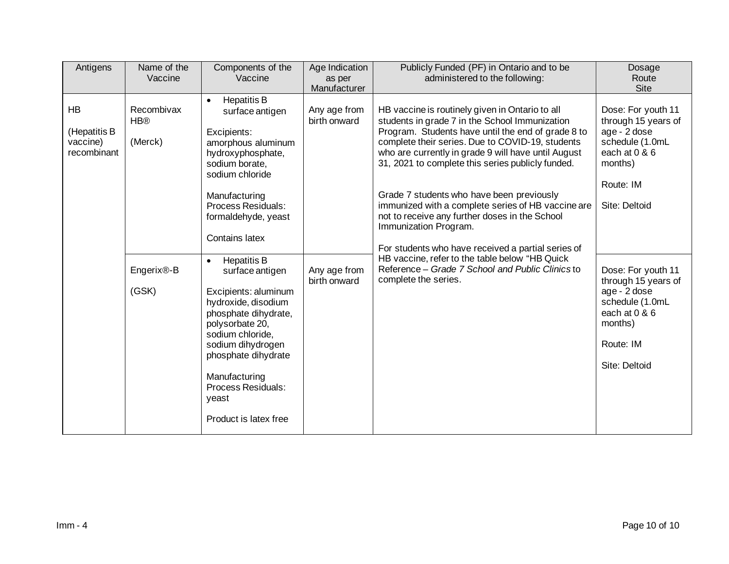| Antigens | Name of the Vaccine | Components of the Vaccine | Age Indication as per Manufacturer | Publicly Funded (PF) in Ontario and to be administered to the following: | Dosage Route Site |
|---|---|---|---|---|---|
| HB<br><br>(Hepatitis B vaccine) recombinant | Recombivax HB®<br><br>(Merck) | • Hepatitis B surface antigen<br><br>Excipients: amorphous aluminum hydroxyphosphate, sodium borate, sodium chloride<br><br>Manufacturing Process Residuals: formaldehyde, yeast<br><br>Contains latex | Any age from birth onward | HB vaccine is routinely given in Ontario to all students in grade 7 in the School Immunization Program. Students have until the end of grade 8 to complete their series. Due to COVID-19, students who are currently in grade 9 will have until August 31, 2021 to complete this series publicly funded.<br><br>Grade 7 students who have been previously immunized with a complete series of HB vaccine are not to receive any further doses in the School Immunization Program.<br><br>For students who have received a partial series of HB vaccine, refer to the table below "HB Quick Reference – *Grade 7 School and Public Clinics* to complete the series. | Dose: For youth 11 through 15 years of age - 2 dose schedule (1.0mL each at 0 & 6 months)<br><br>Route: IM<br><br>Site: Deltoid |
| | Engerix®-B<br><br>(GSK) | • Hepatitis B surface antigen<br><br>Excipients: aluminum hydroxide, disodium phosphate dihydrate, polysorbate 20, sodium chloride, sodium dihydrogen phosphate dihydrate<br><br>Manufacturing Process Residuals: yeast<br><br>Product is latex free | Any age from birth onward | | Dose: For youth 11 through 15 years of age - 2 dose schedule (1.0mL each at 0 & 6 months)<br><br>Route: IM<br><br>Site: Deltoid |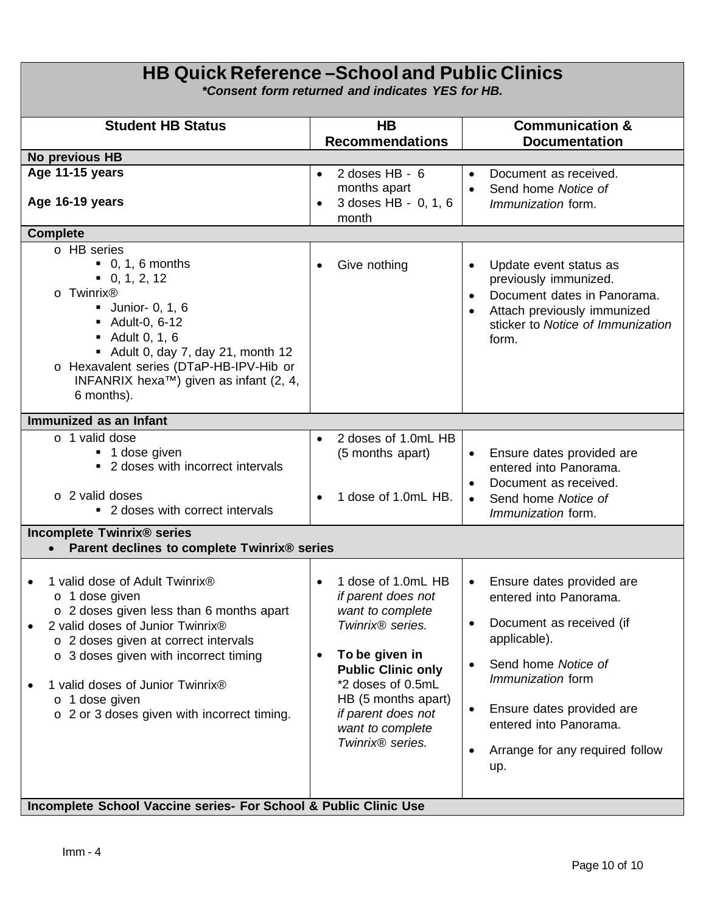# HB Quick Reference –School and Public Clinics

***Consent form returned and indicates YES for HB.***

| Student HB Status | HB Recommendations | Communication & Documentation |
|---|---|---|
| **No previous HB** | | |
| **Age 11-15 years**<br><br>**Age 16-19 years** | • 2 doses HB - 6 months apart<br>• 3 doses HB - 0, 1, 6 month | • Document as received.<br>• Send home *Notice of Immunization* form. |
| **Complete** | | |
| o HB series<br>&nbsp;&nbsp;▪ 0, 1, 6 months<br>&nbsp;&nbsp;▪ 0, 1, 2, 12<br>o Twinrix®<br>&nbsp;&nbsp;▪ Junior- 0, 1, 6<br>&nbsp;&nbsp;▪ Adult-0, 6-12<br>&nbsp;&nbsp;▪ Adult 0, 1, 6<br>&nbsp;&nbsp;▪ Adult 0, day 7, day 21, month 12<br>o Hexavalent series (DTaP-HB-IPV-Hib or INFANRIX hexa™) given as infant (2, 4, 6 months). | • Give nothing | • Update event status as previously immunized.<br>• Document dates in Panorama.<br>• Attach previously immunized sticker to *Notice of Immunization* form. |
| **Immunized as an Infant** | | |
| o 1 valid dose<br>&nbsp;&nbsp;▪ 1 dose given<br>&nbsp;&nbsp;▪ 2 doses with incorrect intervals<br><br>o 2 valid doses<br>&nbsp;&nbsp;▪ 2 doses with correct intervals | • 2 doses of 1.0mL HB (5 months apart)<br><br>• 1 dose of 1.0mL HB. | • Ensure dates provided are entered into Panorama.<br>• Document as received.<br>• Send home *Notice of Immunization* form. |
| **Incomplete Twinrix® series**<br>• **Parent declines to complete Twinrix® series** | | |
| • 1 valid dose of Adult Twinrix®<br>&nbsp;&nbsp;o 1 dose given<br>&nbsp;&nbsp;o 2 doses given less than 6 months apart<br>• 2 valid doses of Junior Twinrix®<br>&nbsp;&nbsp;o 2 doses given at correct intervals<br>&nbsp;&nbsp;o 3 doses given with incorrect timing<br><br>• 1 valid doses of Junior Twinrix®<br>&nbsp;&nbsp;o 1 dose given<br>&nbsp;&nbsp;o 2 or 3 doses given with incorrect timing. | • 1 dose of 1.0mL HB *if parent does not want to complete Twinrix® series.*<br><br>• **To be given in Public Clinic only** *2 doses of 0.5mL HB (5 months apart) *if parent does not want to complete Twinrix® series.* | • Ensure dates provided are entered into Panorama.<br>• Document as received (if applicable).<br>• Send home *Notice of Immunization* form<br>• Ensure dates provided are entered into Panorama.<br>• Arrange for any required follow up. |
| **Incomplete School Vaccine series- For School & Public Clinic Use** | | |

Imm - 4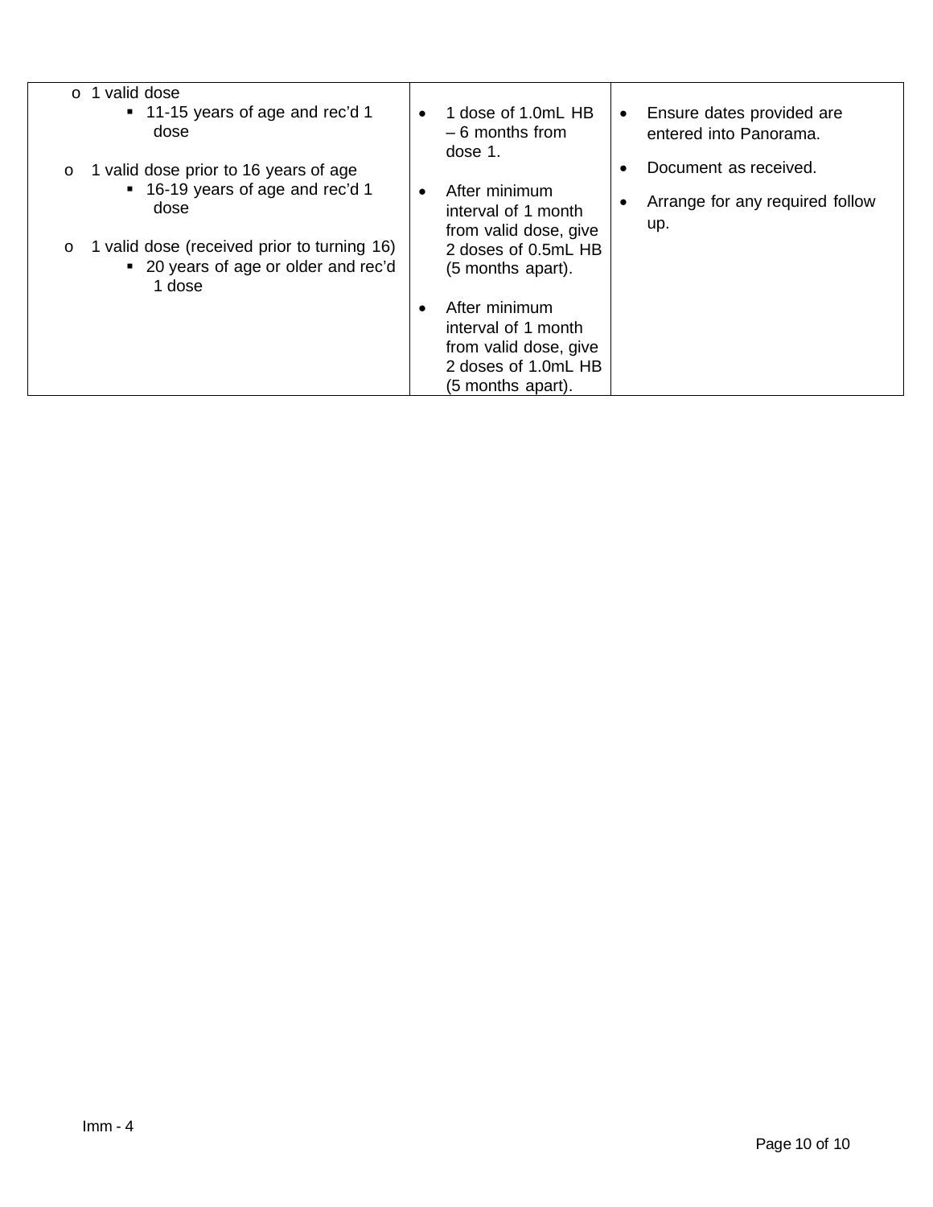| | | |
|---|---|---|
| o 1 valid dose<br>  ▪ 11-15 years of age and rec'd 1 dose<br><br>o 1 valid dose prior to 16 years of age<br>  ▪ 16-19 years of age and rec'd 1 dose<br><br>o 1 valid dose (received prior to turning 16)<br>  ▪ 20 years of age or older and rec'd 1 dose | • 1 dose of 1.0mL HB – 6 months from dose 1.<br><br>• After minimum interval of 1 month from valid dose, give 2 doses of 0.5mL HB (5 months apart).<br><br>• After minimum interval of 1 month from valid dose, give 2 doses of 1.0mL HB (5 months apart). | • Ensure dates provided are entered into Panorama.<br>• Document as received.<br>• Arrange for any required follow up. |

Imm - 4